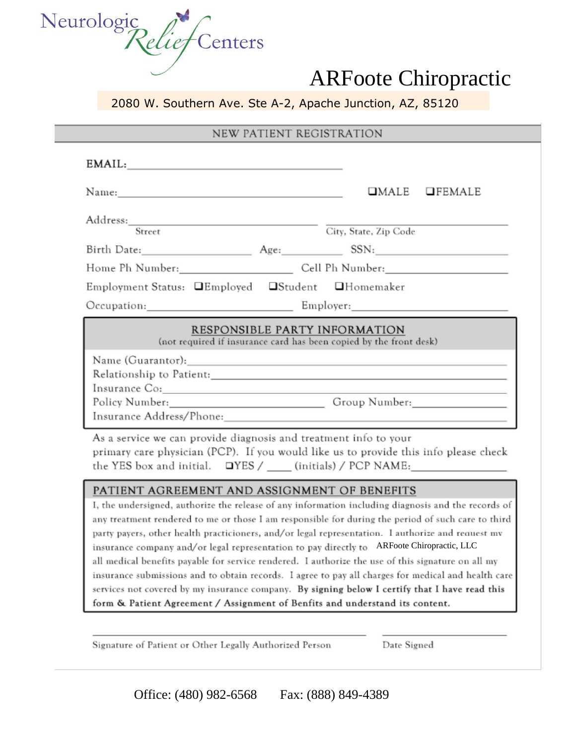Neurologic Relief Centers

# ARFoote Chiropractic

2080 W. Southern Ave. Ste A-2, Apache Junction, AZ, 85120

## NEW PATIENT REGISTRATION

EMAIL: ______________________________

Name: ______________________________ ❑MALE ❑FEMALE

Address: ______________________________ ______________________________
Street City, State, Zip Code

Birth Date: ______________ Age: __________ SSN: ______________

Home Ph Number: ______________ Cell Ph Number: ______________

Employment Status: ❑Employed ❑Student ❑Homemaker

Occupation: ______________ Employer: ______________

### RESPONSIBLE PARTY INFORMATION

(not required if insurance card has been copied by the front desk)

Name (Guarantor): ______________________________

Relationship to Patient: ______________________________

Insurance Co: ______________________________

Policy Number: ______________ Group Number: ______________

Insurance Address/Phone: ______________________________

As a service we can provide diagnosis and treatment info to your primary care physician (PCP). If you would like us to provide this info please check the YES box and initial. ❑YES / ____ (initials) / PCP NAME: ______________

### PATIENT AGREEMENT AND ASSIGNMENT OF BENEFITS

I, the undersigned, authorize the release of any information including diagnosis and the records of any treatment rendered to me or those I am responsible for during the period of such care to third party payers, other health practicioners, and/or legal representation. I authorize and request my insurance company and/or legal representation to pay directly to ARFoote Chiropractic, LLC all medical benefits payable for service rendered. I authorize the use of this signature on all my insurance submissions and to obtain records. I agree to pay all charges for medical and health care services not covered by my insurance company. **By signing below I certify that I have read this form & Patient Agreement / Assignment of Benfits and understand its content.**

______________________________ ______________
Signature of Patient or Other Legally Authorized Person Date Signed

Office: (480) 982-6568 Fax: (888) 849-4389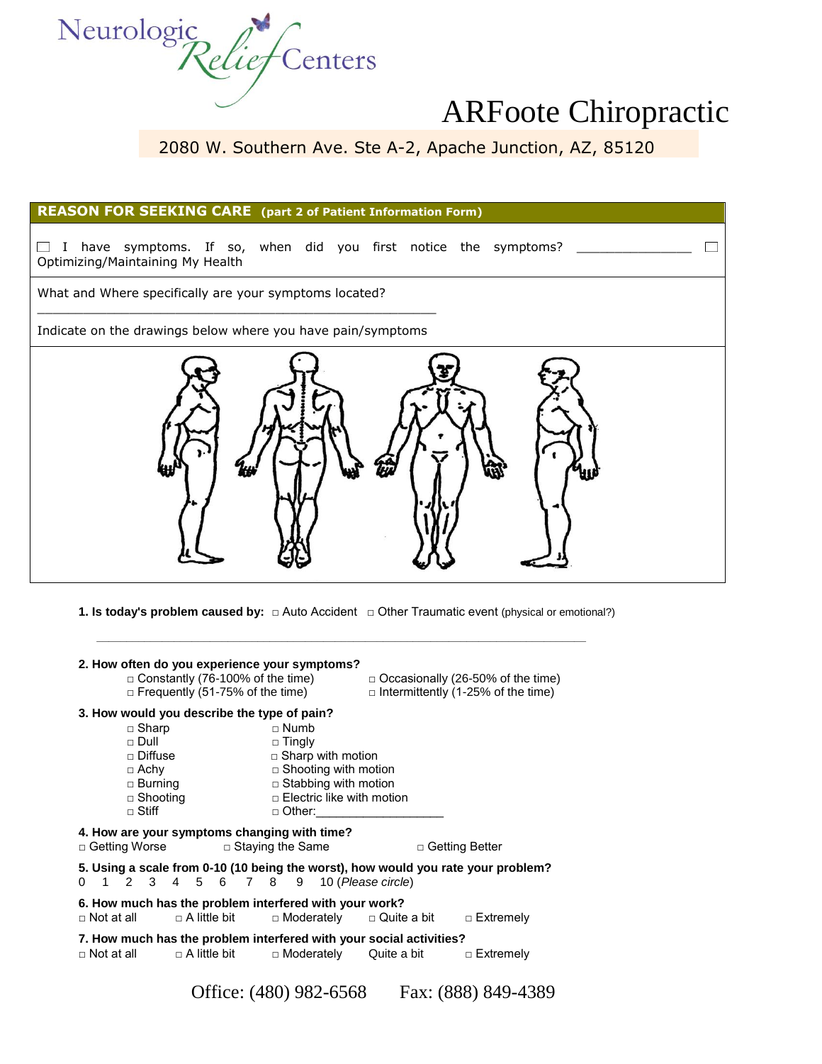Neurologic Relief Centers

# ARFoote Chiropractic

2080 W. Southern Ave. Ste A-2, Apache Junction, AZ, 85120

## REASON FOR SEEKING CARE (part 2 of Patient Information Form)

☐ I have symptoms. If so, when did you first notice the symptoms? _______________ ☐ Optimizing/Maintaining My Health

What and Where specifically are your symptoms located? ____________________________________________________

Indicate on the drawings below where you have pain/symptoms

**1. Is today's problem caused by:** □ Auto Accident □ Other Traumatic event (physical or emotional?)

_________________________________________________________________

**2. How often do you experience your symptoms?**

□ Constantly (76-100% of the time)
□ Frequently (51-75% of the time)
□ Occasionally (26-50% of the time)
□ Intermittently (1-25% of the time)

**3. How would you describe the type of pain?**

□ Sharp
□ Dull
□ Diffuse
□ Achy
□ Burning
□ Shooting
□ Stiff
□ Numb
□ Tingly
□ Sharp with motion
□ Shooting with motion
□ Stabbing with motion
□ Electric like with motion
□ Other:___________________

**4. How are your symptoms changing with time?**

□ Getting Worse □ Staying the Same □ Getting Better

**5. Using a scale from 0-10 (10 being the worst), how would you rate your problem?**

0 1 2 3 4 5 6 7 8 9 10 (*Please circle*)

**6. How much has the problem interfered with your work?**

□ Not at all □ A little bit □ Moderately □ Quite a bit □ Extremely

**7. How much has the problem interfered with your social activities?**

□ Not at all □ A little bit □ Moderately Quite a bit □ Extremely

Office: (480) 982-6568 Fax: (888) 849-4389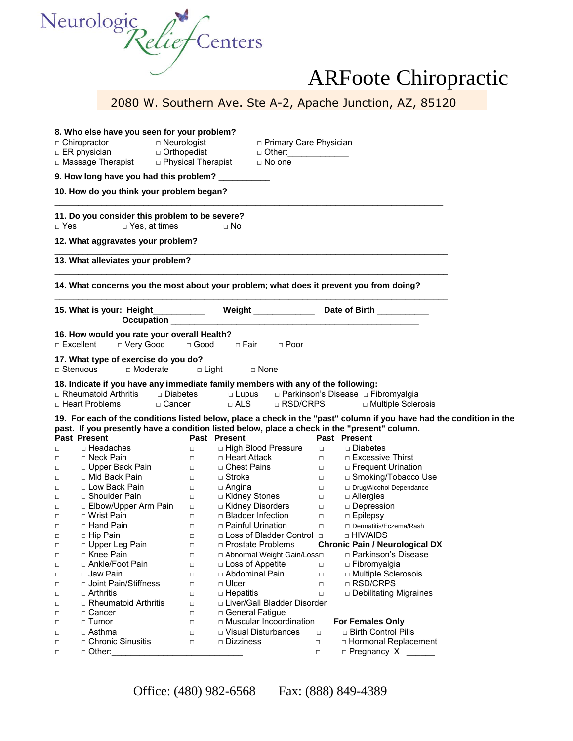Neurologic Relief Centers

# ARFoote Chiropractic

2080 W. Southern Ave. Ste A-2, Apache Junction, AZ, 85120

**8. Who else have you seen for your problem?**

□ Chiropractor □ Neurologist □ Primary Care Physician
□ ER physician □ Orthopedist □ Other:_____________
□ Massage Therapist □ Physical Therapist □ No one

**9. How long have you had this problem?** ___________

**10. How do you think your problem began?**

_______________________________________________________________________________

**11. Do you consider this problem to be severe?**

□ Yes □ Yes, at times □ No

**12. What aggravates your problem?**

_______________________________________________________________________________

**13. What alleviates your problem?**

_______________________________________________________________________________

**14. What concerns you the most about your problem; what does it prevent you from doing?**

_______________________________________________________________________________

**15. What is your: Height**__________ **Weight** ____________ **Date of Birth** __________
**Occupation** ___________________________________________________

**16. How would you rate your overall Health?**

□ Excellent □ Very Good □ Good □ Fair □ Poor

**17. What type of exercise do you do?**

□ Stenuous □ Moderate □ Light □ None

**18. Indicate if you have any immediate family members with any of the following:**

□ Rheumatoid Arthritis □ Diabetes □ Lupus □ Parkinson's Disease □ Fibromyalgia
□ Heart Problems □ Cancer □ ALS □ RSD/CRPS □ Multiple Sclerosis

**19. For each of the conditions listed below, place a check in the "past" column if you have had the condition in the past. If you presently have a condition listed below, place a check in the "present" column.**

| Past | Present | Past | Present | Past | Present |
|---|---|---|---|---|---|
| □ | □ Headaches | □ | □ High Blood Pressure | □ | □ Diabetes |
| □ | □ Neck Pain | □ | □ Heart Attack | □ | □ Excessive Thirst |
| □ | □ Upper Back Pain | □ | □ Chest Pains | □ | □ Frequent Urination |
| □ | □ Mid Back Pain | □ | □ Stroke | □ | □ Smoking/Tobacco Use |
| □ | □ Low Back Pain | □ | □ Angina | □ | □ Drug/Alcohol Dependance |
| □ | □ Shoulder Pain | □ | □ Kidney Stones | □ | □ Allergies |
| □ | □ Elbow/Upper Arm Pain | □ | □ Kidney Disorders | □ | □ Depression |
| □ | □ Wrist Pain | □ | □ Bladder Infection | □ | □ Epilepsy |
| □ | □ Hand Pain | □ | □ Painful Urination | □ | □ Dermatitis/Eczema/Rash |
| □ | □ Hip Pain | □ | □ Loss of Bladder Control | □ | □ HIV/AIDS |
| □ | □ Upper Leg Pain | □ | □ Prostate Problems | **Chronic Pain / Neurological DX** | |
| □ | □ Knee Pain | □ | □ Abnormal Weight Gain/Loss | □ | □ Parkinson's Disease |
| □ | □ Ankle/Foot Pain | □ | □ Loss of Appetite | □ | □ Fibromyalgia |
| □ | □ Jaw Pain | □ | □ Abdominal Pain | □ | □ Multiple Sclerosois |
| □ | □ Joint Pain/Stiffness | □ | □ Ulcer | □ | □ RSD/CRPS |
| □ | □ Arthritis | □ | □ Hepatitis | □ | □ Debilitating Migraines |
| □ | □ Rheumatoid Arthritis | □ | □ Liver/Gall Bladder Disorder | | |
| □ | □ Cancer | □ | □ General Fatigue | | |
| □ | □ Tumor | □ | □ Muscular Incoordination | **For Females Only** | |
| □ | □ Asthma | □ | □ Visual Disturbances | □ | □ Birth Control Pills |
| □ | □ Chronic Sinusitis | □ | □ Dizziness | □ | □ Hormonal Replacement |
| □ | □ Other:___________________________ | | | □ | □ Pregnancy X ______ |

Office: (480) 982-6568 Fax: (888) 849-4389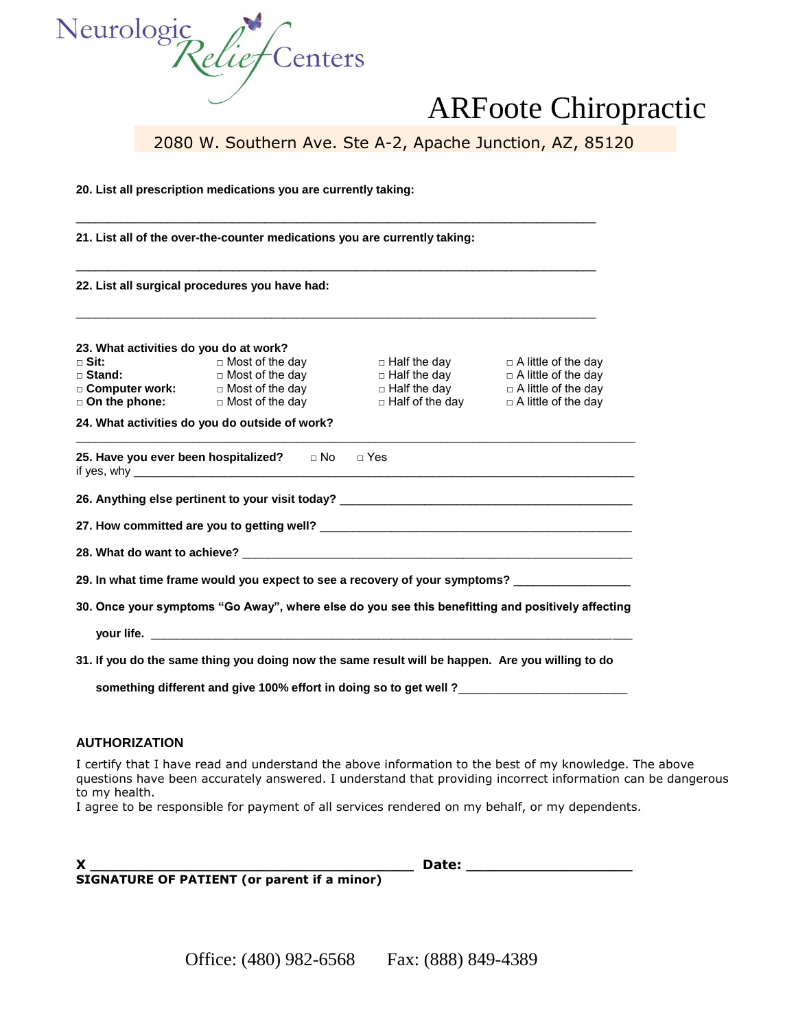Neurologic Relief Centers

# ARFoote Chiropractic

2080 W. Southern Ave. Ste A-2, Apache Junction, AZ, 85120

**20. List all prescription medications you are currently taking:**

______________________________________________________________________________

**21. List all of the over-the-counter medications you are currently taking:**

______________________________________________________________________________

**22. List all surgical procedures you have had:**

______________________________________________________________________________

**23. What activities do you do at work?**

| | | | |
|---|---|---|---|
| □ **Sit:** | □ Most of the day | □ Half the day | □ A little of the day |
| □ **Stand:** | □ Most of the day | □ Half the day | □ A little of the day |
| □ **Computer work:** | □ Most of the day | □ Half the day | □ A little of the day |
| □ **On the phone:** | □ Most of the day | □ Half of the day | □ A little of the day |

**24. What activities do you do outside of work?**

______________________________________________________________________________

**25. Have you ever been hospitalized?** □ No □ Yes

if yes, why ______________________________________________________________________

**26. Anything else pertinent to your visit today?** ____________________________________________

**27. How committed are you to getting well?** ______________________________________________

**28. What do want to achieve?** ______________________________________________________

**29. In what time frame would you expect to see a recovery of your symptoms?** _________________

**30. Once your symptoms "Go Away", where else do you see this benefitting and positively affecting your life.** ______________________________________________________________

**31. If you do the same thing you doing now the same result will be happen. Are you willing to do something different and give 100% effort in doing so to get well ?**_________________________

## AUTHORIZATION

I certify that I have read and understand the above information to the best of my knowledge. The above questions have been accurately answered. I understand that providing incorrect information can be dangerous to my health.
I agree to be responsible for payment of all services rendered on my behalf, or my dependents.

**X ________________________________________ Date: ____________________**
**SIGNATURE OF PATIENT (or parent if a minor)**

Office: (480) 982-6568 Fax: (888) 849-4389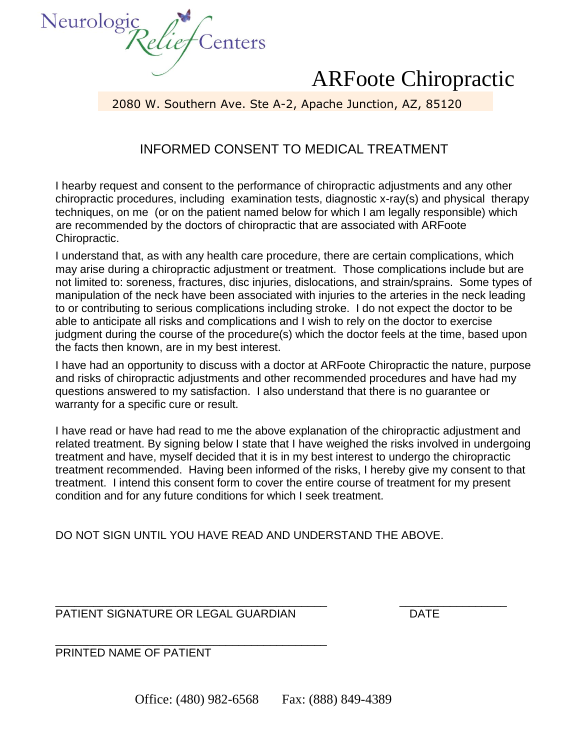Neurologic Relief Centers

# ARFoote Chiropractic

2080 W. Southern Ave. Ste A-2, Apache Junction, AZ, 85120

## INFORMED CONSENT TO MEDICAL TREATMENT

I hearby request and consent to the performance of chiropractic adjustments and any other chiropractic procedures, including examination tests, diagnostic x-ray(s) and physical therapy techniques, on me (or on the patient named below for which I am legally responsible) which are recommended by the doctors of chiropractic that are associated with ARFoote Chiropractic.

I understand that, as with any health care procedure, there are certain complications, which may arise during a chiropractic adjustment or treatment. Those complications include but are not limited to: soreness, fractures, disc injuries, dislocations, and strain/sprains. Some types of manipulation of the neck have been associated with injuries to the arteries in the neck leading to or contributing to serious complications including stroke. I do not expect the doctor to be able to anticipate all risks and complications and I wish to rely on the doctor to exercise judgment during the course of the procedure(s) which the doctor feels at the time, based upon the facts then known, are in my best interest.

I have had an opportunity to discuss with a doctor at ARFoote Chiropractic the nature, purpose and risks of chiropractic adjustments and other recommended procedures and have had my questions answered to my satisfaction. I also understand that there is no guarantee or warranty for a specific cure or result.

I have read or have had read to me the above explanation of the chiropractic adjustment and related treatment. By signing below I state that I have weighed the risks involved in undergoing treatment and have, myself decided that it is in my best interest to undergo the chiropractic treatment recommended. Having been informed of the risks, I hereby give my consent to that treatment. I intend this consent form to cover the entire course of treatment for my present condition and for any future conditions for which I seek treatment.

DO NOT SIGN UNTIL YOU HAVE READ AND UNDERSTAND THE ABOVE.

_______________________________________________ ___________________

PATIENT SIGNATURE OR LEGAL GUARDIAN DATE

_______________________________________________

PRINTED NAME OF PATIENT

Office: (480) 982-6568 Fax: (888) 849-4389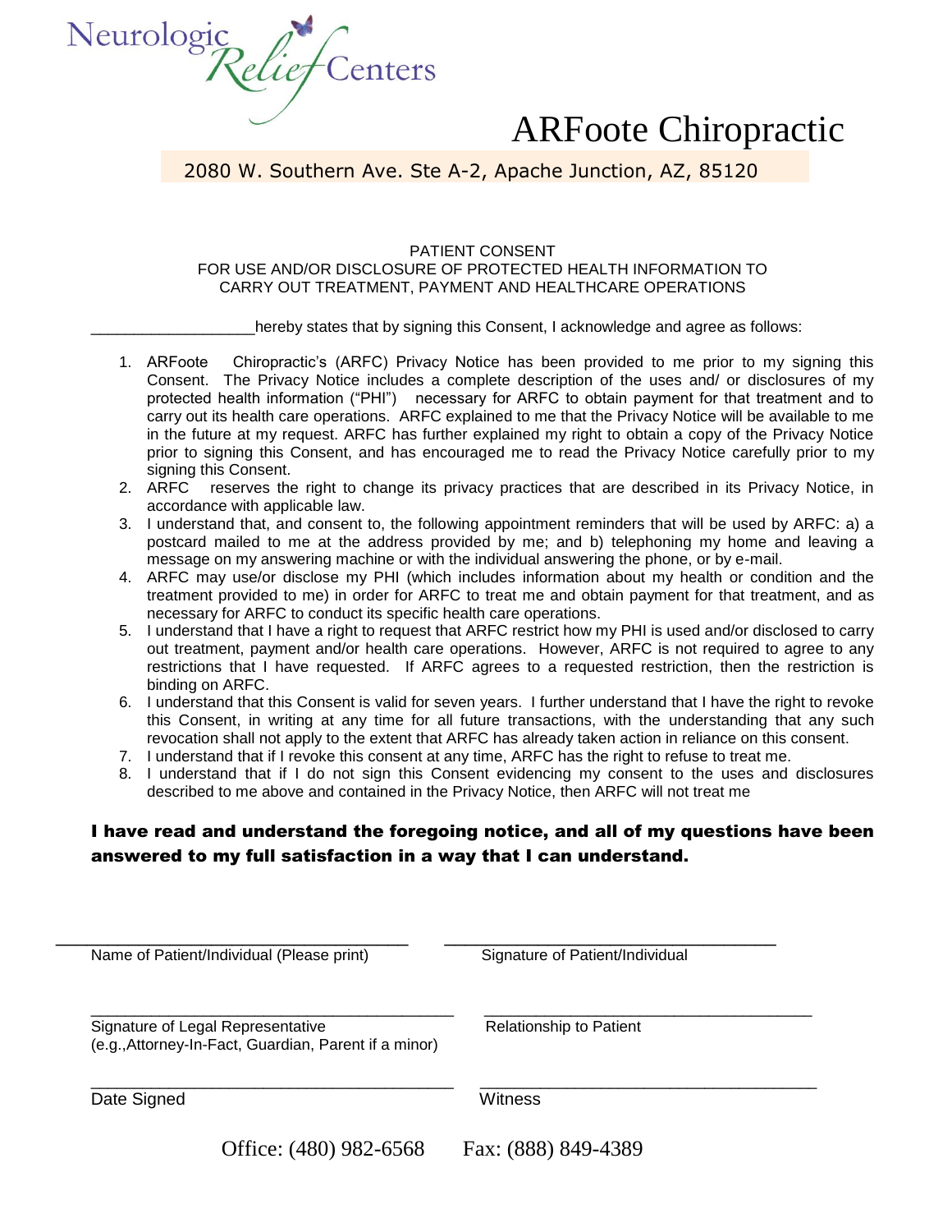Neurologic Relief Centers

# ARFoote Chiropractic

2080 W. Southern Ave. Ste A-2, Apache Junction, AZ, 85120

PATIENT CONSENT
FOR USE AND/OR DISCLOSURE OF PROTECTED HEALTH INFORMATION TO
CARRY OUT TREATMENT, PAYMENT AND HEALTHCARE OPERATIONS

__________________hereby states that by signing this Consent, I acknowledge and agree as follows:

1. ARFoote Chiropractic's (ARFC) Privacy Notice has been provided to me prior to my signing this Consent. The Privacy Notice includes a complete description of the uses and/ or disclosures of my protected health information ("PHI") necessary for ARFC to obtain payment for that treatment and to carry out its health care operations. ARFC explained to me that the Privacy Notice will be available to me in the future at my request. ARFC has further explained my right to obtain a copy of the Privacy Notice prior to signing this Consent, and has encouraged me to read the Privacy Notice carefully prior to my signing this Consent.
2. ARFC reserves the right to change its privacy practices that are described in its Privacy Notice, in accordance with applicable law.
3. I understand that, and consent to, the following appointment reminders that will be used by ARFC: a) a postcard mailed to me at the address provided by me; and b) telephoning my home and leaving a message on my answering machine or with the individual answering the phone, or by e-mail.
4. ARFC may use/or disclose my PHI (which includes information about my health or condition and the treatment provided to me) in order for ARFC to treat me and obtain payment for that treatment, and as necessary for ARFC to conduct its specific health care operations.
5. I understand that I have a right to request that ARFC restrict how my PHI is used and/or disclosed to carry out treatment, payment and/or health care operations. However, ARFC is not required to agree to any restrictions that I have requested. If ARFC agrees to a requested restriction, then the restriction is binding on ARFC.
6. I understand that this Consent is valid for seven years. I further understand that I have the right to revoke this Consent, in writing at any time for all future transactions, with the understanding that any such revocation shall not apply to the extent that ARFC has already taken action in reliance on this consent.
7. I understand that if I revoke this consent at any time, ARFC has the right to refuse to treat me.
8. I understand that if I do not sign this Consent evidencing my consent to the uses and disclosures described to me above and contained in the Privacy Notice, then ARFC will not treat me

**I have read and understand the foregoing notice, and all of my questions have been answered to my full satisfaction in a way that I can understand.**

______________________________________ ______________________________________
Name of Patient/Individual (Please print) Signature of Patient/Individual

______________________________________ ______________________________________
Signature of Legal Representative Relationship to Patient
(e.g.,Attorney-In-Fact, Guardian, Parent if a minor)

______________________________________ ______________________________________
Date Signed Witness

Office: (480) 982-6568 Fax: (888) 849-4389